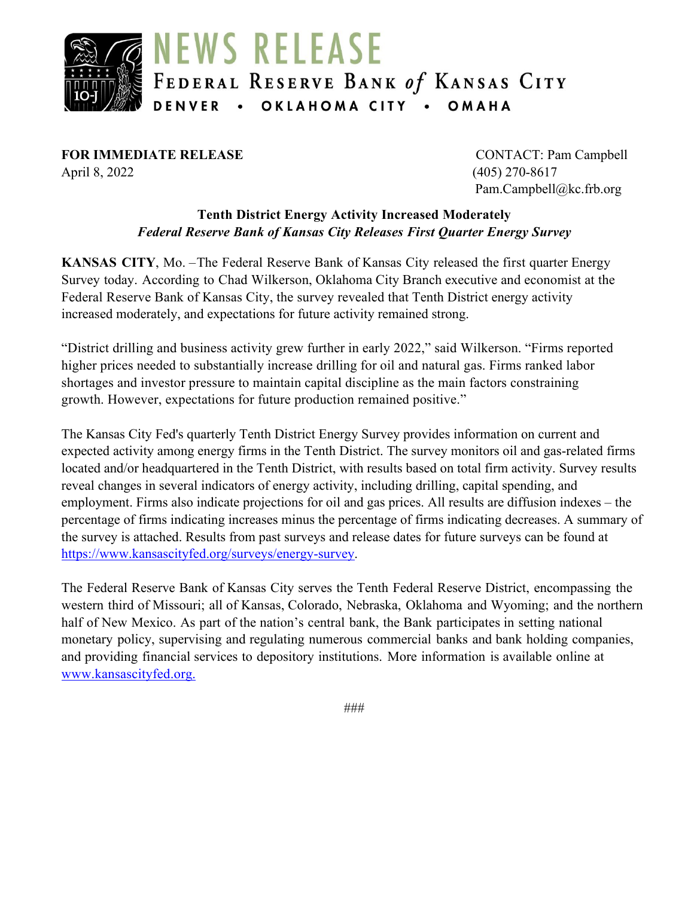# NEWS RELEASE

FEDERAL RESERVE BANK of KANSAS CITY

DENVER • OKLAHOMA CITY • OMAHA

**FOR IMMEDIATE RELEASE**
April 8, 2022

CONTACT: Pam Campbell
(405) 270-8617
Pam.Campbell@kc.frb.org

**Tenth District Energy Activity Increased Moderately**
***Federal Reserve Bank of Kansas City Releases First Quarter Energy Survey***

**KANSAS CITY**, Mo. –The Federal Reserve Bank of Kansas City released the first quarter Energy Survey today. According to Chad Wilkerson, Oklahoma City Branch executive and economist at the Federal Reserve Bank of Kansas City, the survey revealed that Tenth District energy activity increased moderately, and expectations for future activity remained strong.

"District drilling and business activity grew further in early 2022," said Wilkerson. "Firms reported higher prices needed to substantially increase drilling for oil and natural gas. Firms ranked labor shortages and investor pressure to maintain capital discipline as the main factors constraining growth. However, expectations for future production remained positive."

The Kansas City Fed's quarterly Tenth District Energy Survey provides information on current and expected activity among energy firms in the Tenth District. The survey monitors oil and gas-related firms located and/or headquartered in the Tenth District, with results based on total firm activity. Survey results reveal changes in several indicators of energy activity, including drilling, capital spending, and employment. Firms also indicate projections for oil and gas prices. All results are diffusion indexes – the percentage of firms indicating increases minus the percentage of firms indicating decreases. A summary of the survey is attached. Results from past surveys and release dates for future surveys can be found at https://www.kansascityfed.org/surveys/energy-survey.

The Federal Reserve Bank of Kansas City serves the Tenth Federal Reserve District, encompassing the western third of Missouri; all of Kansas, Colorado, Nebraska, Oklahoma and Wyoming; and the northern half of New Mexico. As part of the nation's central bank, the Bank participates in setting national monetary policy, supervising and regulating numerous commercial banks and bank holding companies, and providing financial services to depository institutions. More information is available online at www.kansascityfed.org.

###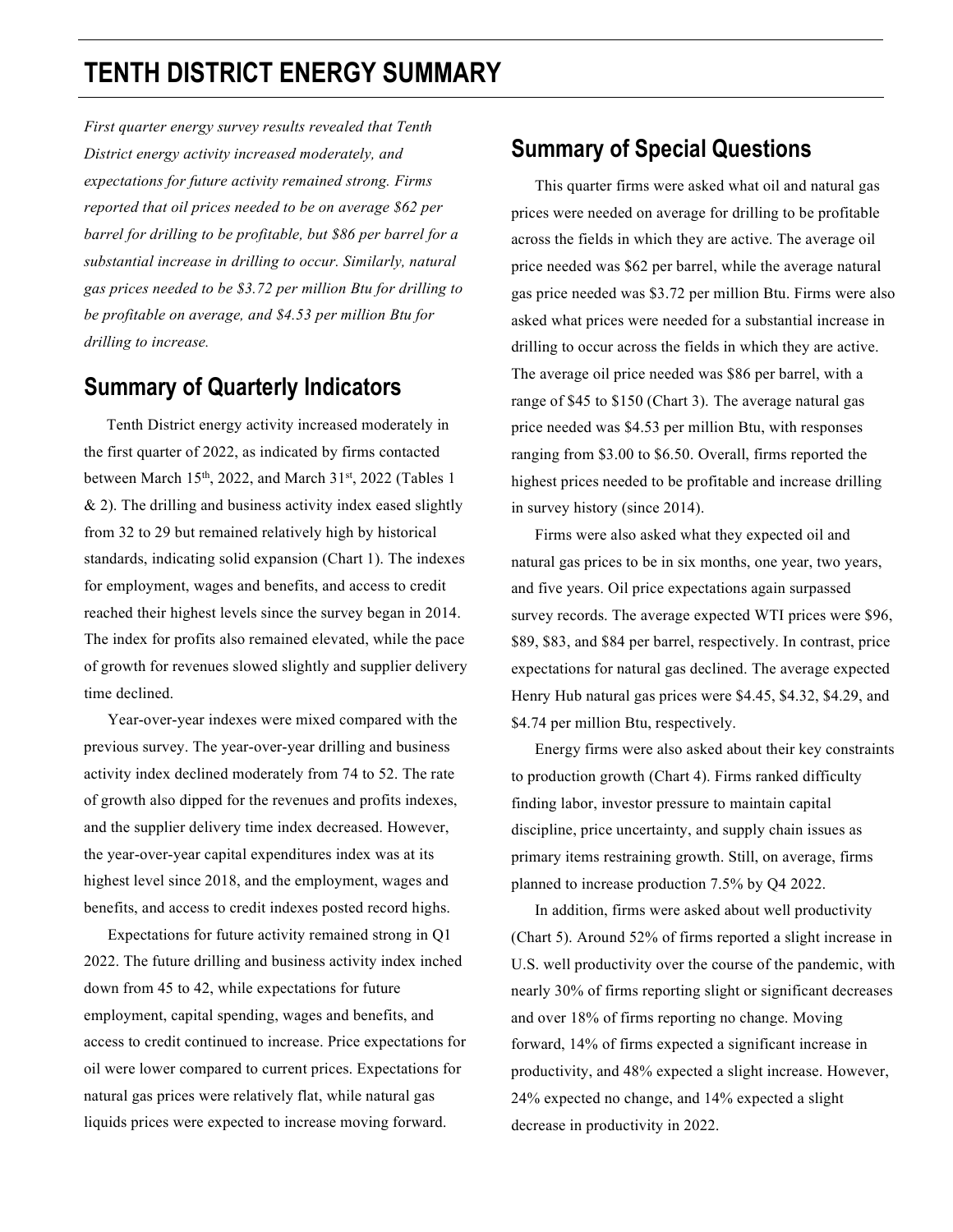# TENTH DISTRICT ENERGY SUMMARY

*First quarter energy survey results revealed that Tenth District energy activity increased moderately, and expectations for future activity remained strong. Firms reported that oil prices needed to be on average $62 per barrel for drilling to be profitable, but $86 per barrel for a substantial increase in drilling to occur. Similarly, natural gas prices needed to be $3.72 per million Btu for drilling to be profitable on average, and $4.53 per million Btu for drilling to increase.*

## Summary of Quarterly Indicators

Tenth District energy activity increased moderately in the first quarter of 2022, as indicated by firms contacted between March 15th, 2022, and March 31st, 2022 (Tables 1 & 2). The drilling and business activity index eased slightly from 32 to 29 but remained relatively high by historical standards, indicating solid expansion (Chart 1). The indexes for employment, wages and benefits, and access to credit reached their highest levels since the survey began in 2014. The index for profits also remained elevated, while the pace of growth for revenues slowed slightly and supplier delivery time declined.

Year-over-year indexes were mixed compared with the previous survey. The year-over-year drilling and business activity index declined moderately from 74 to 52. The rate of growth also dipped for the revenues and profits indexes, and the supplier delivery time index decreased. However, the year-over-year capital expenditures index was at its highest level since 2018, and the employment, wages and benefits, and access to credit indexes posted record highs.

Expectations for future activity remained strong in Q1 2022. The future drilling and business activity index inched down from 45 to 42, while expectations for future employment, capital spending, wages and benefits, and access to credit continued to increase. Price expectations for oil were lower compared to current prices. Expectations for natural gas prices were relatively flat, while natural gas liquids prices were expected to increase moving forward.

## Summary of Special Questions

This quarter firms were asked what oil and natural gas prices were needed on average for drilling to be profitable across the fields in which they are active. The average oil price needed was $62 per barrel, while the average natural gas price needed was $3.72 per million Btu. Firms were also asked what prices were needed for a substantial increase in drilling to occur across the fields in which they are active. The average oil price needed was $86 per barrel, with a range of $45 to $150 (Chart 3). The average natural gas price needed was $4.53 per million Btu, with responses ranging from $3.00 to $6.50. Overall, firms reported the highest prices needed to be profitable and increase drilling in survey history (since 2014).

Firms were also asked what they expected oil and natural gas prices to be in six months, one year, two years, and five years. Oil price expectations again surpassed survey records. The average expected WTI prices were $96, $89, $83, and $84 per barrel, respectively. In contrast, price expectations for natural gas declined. The average expected Henry Hub natural gas prices were $4.45, $4.32, $4.29, and $4.74 per million Btu, respectively.

Energy firms were also asked about their key constraints to production growth (Chart 4). Firms ranked difficulty finding labor, investor pressure to maintain capital discipline, price uncertainty, and supply chain issues as primary items restraining growth. Still, on average, firms planned to increase production 7.5% by Q4 2022.

In addition, firms were asked about well productivity (Chart 5). Around 52% of firms reported a slight increase in U.S. well productivity over the course of the pandemic, with nearly 30% of firms reporting slight or significant decreases and over 18% of firms reporting no change. Moving forward, 14% of firms expected a significant increase in productivity, and 48% expected a slight increase. However, 24% expected no change, and 14% expected a slight decrease in productivity in 2022.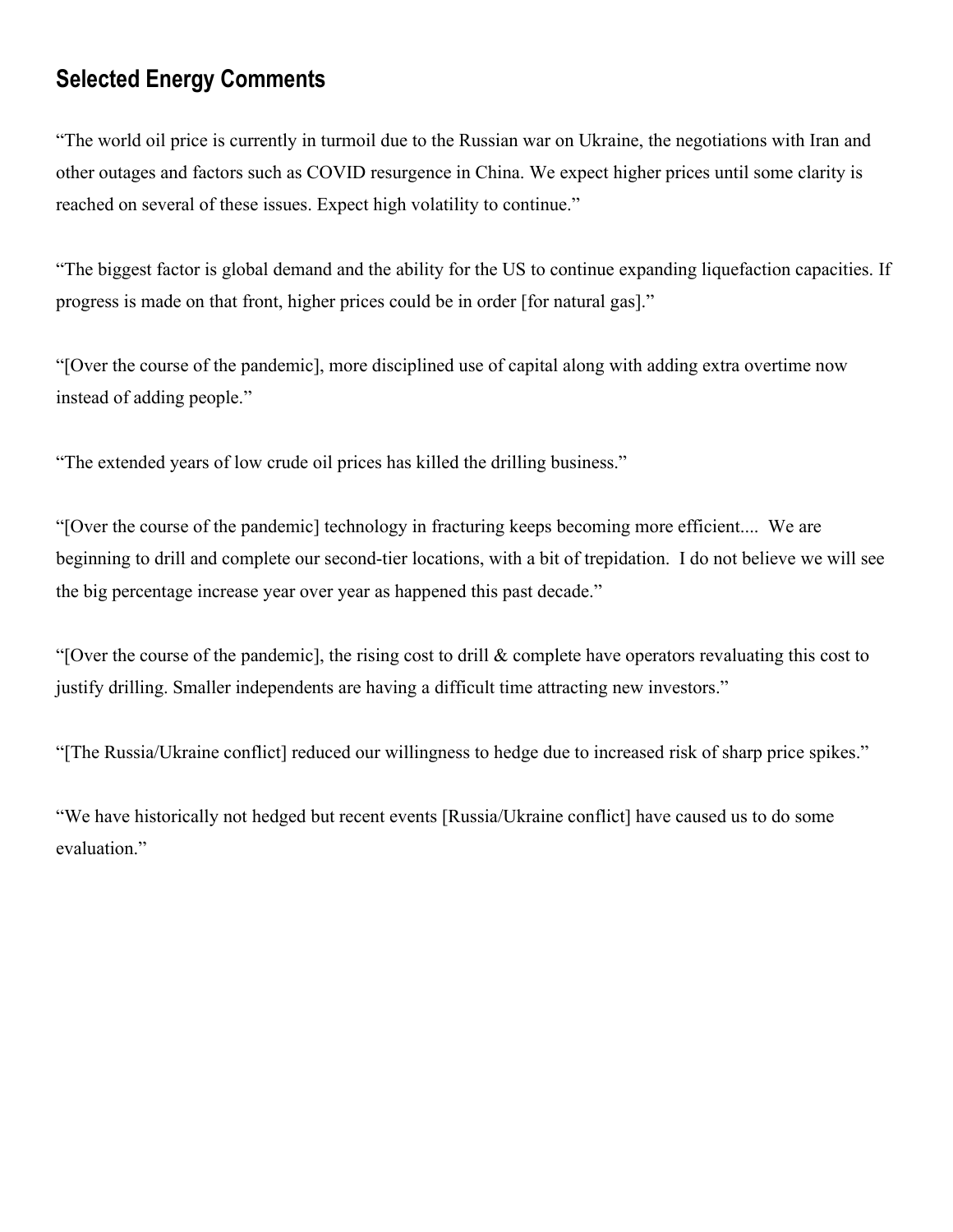## Selected Energy Comments

"The world oil price is currently in turmoil due to the Russian war on Ukraine, the negotiations with Iran and other outages and factors such as COVID resurgence in China. We expect higher prices until some clarity is reached on several of these issues. Expect high volatility to continue."

"The biggest factor is global demand and the ability for the US to continue expanding liquefaction capacities. If progress is made on that front, higher prices could be in order [for natural gas]."

"[Over the course of the pandemic], more disciplined use of capital along with adding extra overtime now instead of adding people."

"The extended years of low crude oil prices has killed the drilling business."

"[Over the course of the pandemic] technology in fracturing keeps becoming more efficient.... We are beginning to drill and complete our second-tier locations, with a bit of trepidation. I do not believe we will see the big percentage increase year over year as happened this past decade."

"[Over the course of the pandemic], the rising cost to drill & complete have operators revaluating this cost to justify drilling. Smaller independents are having a difficult time attracting new investors."

"[The Russia/Ukraine conflict] reduced our willingness to hedge due to increased risk of sharp price spikes."

"We have historically not hedged but recent events [Russia/Ukraine conflict] have caused us to do some evaluation."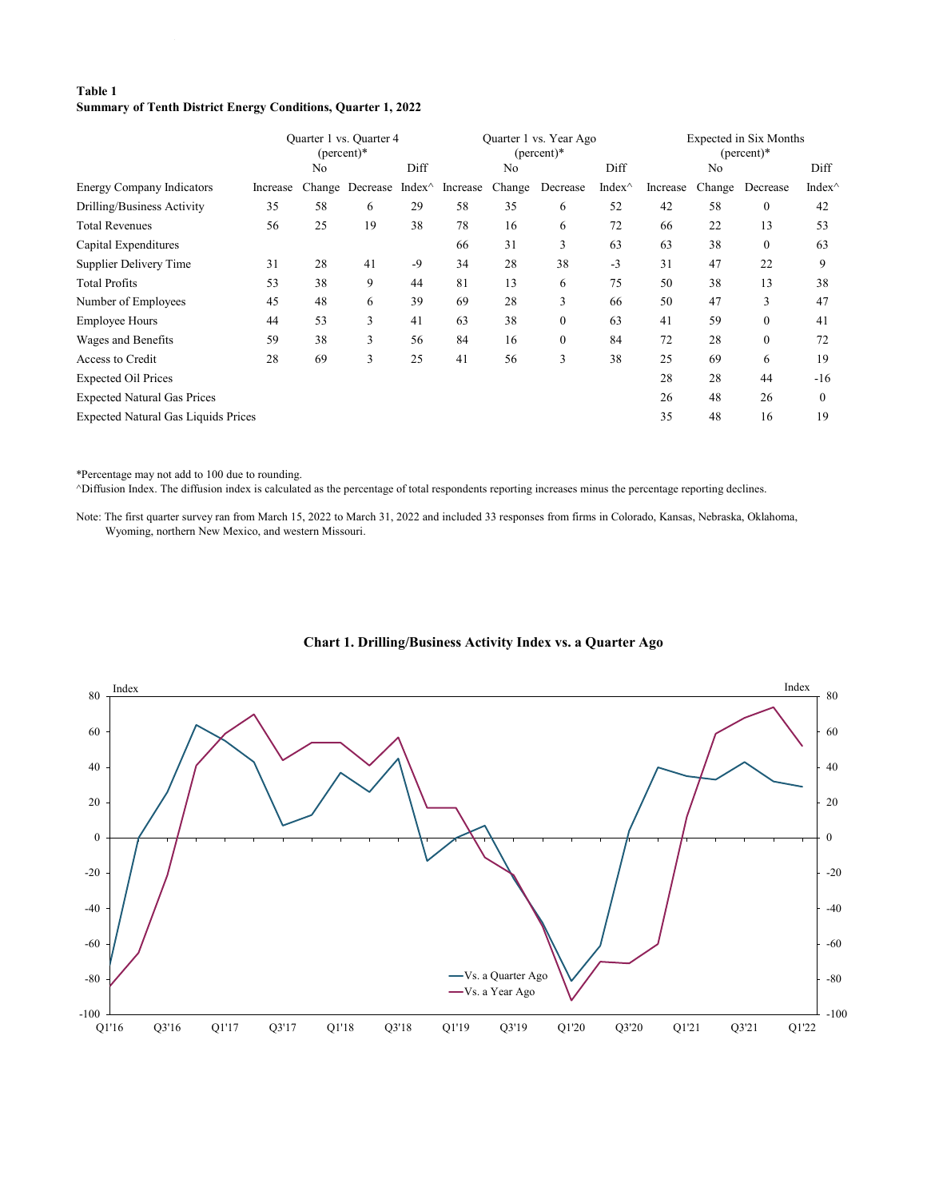**Table 1**
**Summary of Tenth District Energy Conditions, Quarter 1, 2022**

| | Quarter 1 vs. Quarter 4 (percent)* | | | | Quarter 1 vs. Year Ago (percent)* | | | | Expected in Six Months (percent)* | | | |
|---|---|---|---|---|---|---|---|---|---|---|---|---|
| Energy Company Indicators | Increase | No Change | Decrease | Diff Index^ | Increase | No Change | Decrease | Diff Index^ | Increase | No Change | Decrease | Diff Index^ |
| Drilling/Business Activity | 35 | 58 | 6 | 29 | 58 | 35 | 6 | 52 | 42 | 58 | 0 | 42 |
| Total Revenues | 56 | 25 | 19 | 38 | 78 | 16 | 6 | 72 | 66 | 22 | 13 | 53 |
| Capital Expenditures | | | | | 66 | 31 | 3 | 63 | 63 | 38 | 0 | 63 |
| Supplier Delivery Time | 31 | 28 | 41 | -9 | 34 | 28 | 38 | -3 | 31 | 47 | 22 | 9 |
| Total Profits | 53 | 38 | 9 | 44 | 81 | 13 | 6 | 75 | 50 | 38 | 13 | 38 |
| Number of Employees | 45 | 48 | 6 | 39 | 69 | 28 | 3 | 66 | 50 | 47 | 3 | 47 |
| Employee Hours | 44 | 53 | 3 | 41 | 63 | 38 | 0 | 63 | 41 | 59 | 0 | 41 |
| Wages and Benefits | 59 | 38 | 3 | 56 | 84 | 16 | 0 | 84 | 72 | 28 | 0 | 72 |
| Access to Credit | 28 | 69 | 3 | 25 | 41 | 56 | 3 | 38 | 25 | 69 | 6 | 19 |
| Expected Oil Prices | | | | | | | | | 28 | 28 | 44 | -16 |
| Expected Natural Gas Prices | | | | | | | | | 26 | 48 | 26 | 0 |
| Expected Natural Gas Liquids Prices | | | | | | | | | 35 | 48 | 16 | 19 |

*Percentage may not add to 100 due to rounding.
^Diffusion Index. The diffusion index is calculated as the percentage of total respondents reporting increases minus the percentage reporting declines.

Note: The first quarter survey ran from March 15, 2022 to March 31, 2022 and included 33 responses from firms in Colorado, Kansas, Nebraska, Oklahoma, Wyoming, northern New Mexico, and western Missouri.

**Chart 1. Drilling/Business Activity Index vs. a Quarter Ago**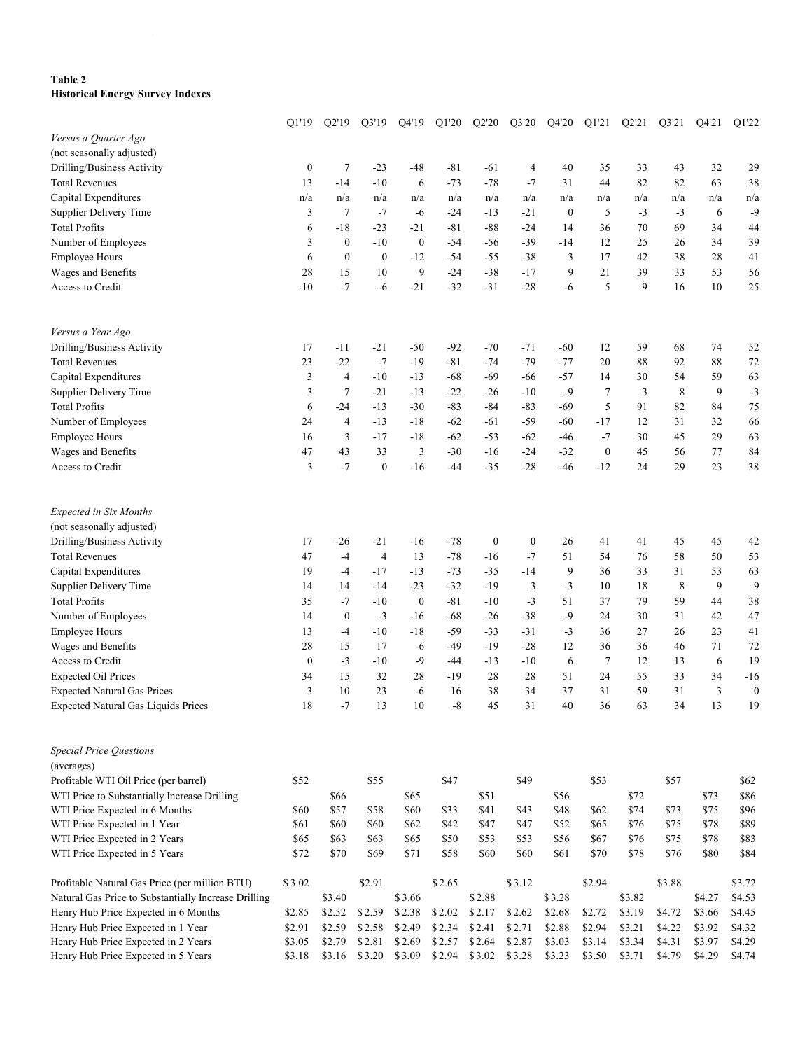**Table 2**
**Historical Energy Survey Indexes**

| | Q1'19 | Q2'19 | Q3'19 | Q4'19 | Q1'20 | Q2'20 | Q3'20 | Q4'20 | Q1'21 | Q2'21 | Q3'21 | Q4'21 | Q1'22 |
|---|---|---|---|---|---|---|---|---|---|---|---|---|---|
| *Versus a Quarter Ago* | | | | | | | | | | | | | |
| (not seasonally adjusted) | | | | | | | | | | | | | |
| Drilling/Business Activity | 0 | 7 | -23 | -48 | -81 | -61 | 4 | 40 | 35 | 33 | 43 | 32 | 29 |
| Total Revenues | 13 | -14 | -10 | 6 | -73 | -78 | -7 | 31 | 44 | 82 | 82 | 63 | 38 |
| Capital Expenditures | n/a | n/a | n/a | n/a | n/a | n/a | n/a | n/a | n/a | n/a | n/a | n/a | n/a |
| Supplier Delivery Time | 3 | 7 | -7 | -6 | -24 | -13 | -21 | 0 | 5 | -3 | -3 | 6 | -9 |
| Total Profits | 6 | -18 | -23 | -21 | -81 | -88 | -24 | 14 | 36 | 70 | 69 | 34 | 44 |
| Number of Employees | 3 | 0 | -10 | 0 | -54 | -56 | -39 | -14 | 12 | 25 | 26 | 34 | 39 |
| Employee Hours | 6 | 0 | 0 | -12 | -54 | -55 | -38 | 3 | 17 | 42 | 38 | 28 | 41 |
| Wages and Benefits | 28 | 15 | 10 | 9 | -24 | -38 | -17 | 9 | 21 | 39 | 33 | 53 | 56 |
| Access to Credit | -10 | -7 | -6 | -21 | -32 | -31 | -28 | -6 | 5 | 9 | 16 | 10 | 25 |
| *Versus a Year Ago* | | | | | | | | | | | | | |
| Drilling/Business Activity | 17 | -11 | -21 | -50 | -92 | -70 | -71 | -60 | 12 | 59 | 68 | 74 | 52 |
| Total Revenues | 23 | -22 | -7 | -19 | -81 | -74 | -79 | -77 | 20 | 88 | 92 | 88 | 72 |
| Capital Expenditures | 3 | 4 | -10 | -13 | -68 | -69 | -66 | -57 | 14 | 30 | 54 | 59 | 63 |
| Supplier Delivery Time | 3 | 7 | -21 | -13 | -22 | -26 | -10 | -9 | 7 | 3 | 8 | 9 | -3 |
| Total Profits | 6 | -24 | -13 | -30 | -83 | -84 | -83 | -69 | 5 | 91 | 82 | 84 | 75 |
| Number of Employees | 24 | 4 | -13 | -18 | -62 | -61 | -59 | -60 | -17 | 12 | 31 | 32 | 66 |
| Employee Hours | 16 | 3 | -17 | -18 | -62 | -53 | -62 | -46 | -7 | 30 | 45 | 29 | 63 |
| Wages and Benefits | 47 | 43 | 33 | 3 | -30 | -16 | -24 | -32 | 0 | 45 | 56 | 77 | 84 |
| Access to Credit | 3 | -7 | 0 | -16 | -44 | -35 | -28 | -46 | -12 | 24 | 29 | 23 | 38 |
| *Expected in Six Months* | | | | | | | | | | | | | |
| (not seasonally adjusted) | | | | | | | | | | | | | |
| Drilling/Business Activity | 17 | -26 | -21 | -16 | -78 | 0 | 0 | 26 | 41 | 41 | 45 | 45 | 42 |
| Total Revenues | 47 | -4 | 4 | 13 | -78 | -16 | -7 | 51 | 54 | 76 | 58 | 50 | 53 |
| Capital Expenditures | 19 | -4 | -17 | -13 | -73 | -35 | -14 | 9 | 36 | 33 | 31 | 53 | 63 |
| Supplier Delivery Time | 14 | 14 | -14 | -23 | -32 | -19 | 3 | -3 | 10 | 18 | 8 | 9 | 9 |
| Total Profits | 35 | -7 | -10 | 0 | -81 | -10 | -3 | 51 | 37 | 79 | 59 | 44 | 38 |
| Number of Employees | 14 | 0 | -3 | -16 | -68 | -26 | -38 | -9 | 24 | 30 | 31 | 42 | 47 |
| Employee Hours | 13 | -4 | -10 | -18 | -59 | -33 | -31 | -3 | 36 | 27 | 26 | 23 | 41 |
| Wages and Benefits | 28 | 15 | 17 | -6 | -49 | -19 | -28 | 12 | 36 | 36 | 46 | 71 | 72 |
| Access to Credit | 0 | -3 | -10 | -9 | -44 | -13 | -10 | 6 | 7 | 12 | 13 | 6 | 19 |
| Expected Oil Prices | 34 | 15 | 32 | 28 | -19 | 28 | 28 | 51 | 24 | 55 | 33 | 34 | -16 |
| Expected Natural Gas Prices | 3 | 10 | 23 | -6 | 16 | 38 | 34 | 37 | 31 | 59 | 31 | 3 | 0 |
| Expected Natural Gas Liquids Prices | 18 | -7 | 13 | 10 | -8 | 45 | 31 | 40 | 36 | 63 | 34 | 13 | 19 |
| *Special Price Questions* | | | | | | | | | | | | | |
| (averages) | | | | | | | | | | | | | |
| Profitable WTI Oil Price (per barrel) | $52 | | $55 | | $47 | | $49 | | $53 | | $57 | | $62 |
| WTI Price to Substantially Increase Drilling | | $66 | | $65 | | $51 | | $56 | | $72 | | $73 | $86 |
| WTI Price Expected in 6 Months | $60 | $57 | $58 | $60 | $33 | $41 | $43 | $48 | $62 | $74 | $73 | $75 | $96 |
| WTI Price Expected in 1 Year | $61 | $60 | $60 | $62 | $42 | $47 | $47 | $52 | $65 | $76 | $75 | $78 | $89 |
| WTI Price Expected in 2 Years | $65 | $63 | $63 | $65 | $50 | $53 | $53 | $56 | $67 | $76 | $75 | $78 | $83 |
| WTI Price Expected in 5 Years | $72 | $70 | $69 | $71 | $58 | $60 | $60 | $61 | $70 | $78 | $76 | $80 | $84 |
| Profitable Natural Gas Price (per million BTU) | $3.02 | | $2.91 | | $2.65 | | $3.12 | | $2.94 | | $3.88 | | $3.72 |
| Natural Gas Price to Substantially Increase Drilling | | $3.40 | | $3.66 | | $2.88 | | $3.28 | | $3.82 | | $4.27 | $4.53 |
| Henry Hub Price Expected in 6 Months | $2.85 | $2.52 | $2.59 | $2.38 | $2.02 | $2.17 | $2.62 | $2.68 | $2.72 | $3.19 | $4.72 | $3.66 | $4.45 |
| Henry Hub Price Expected in 1 Year | $2.91 | $2.59 | $2.58 | $2.49 | $2.34 | $2.41 | $2.71 | $2.88 | $2.94 | $3.21 | $4.22 | $3.92 | $4.32 |
| Henry Hub Price Expected in 2 Years | $3.05 | $2.79 | $2.81 | $2.69 | $2.57 | $2.64 | $2.87 | $3.03 | $3.14 | $3.34 | $4.31 | $3.97 | $4.29 |
| Henry Hub Price Expected in 5 Years | $3.18 | $3.16 | $3.20 | $3.09 | $2.94 | $3.02 | $3.28 | $3.23 | $3.50 | $3.71 | $4.79 | $4.29 | $4.74 |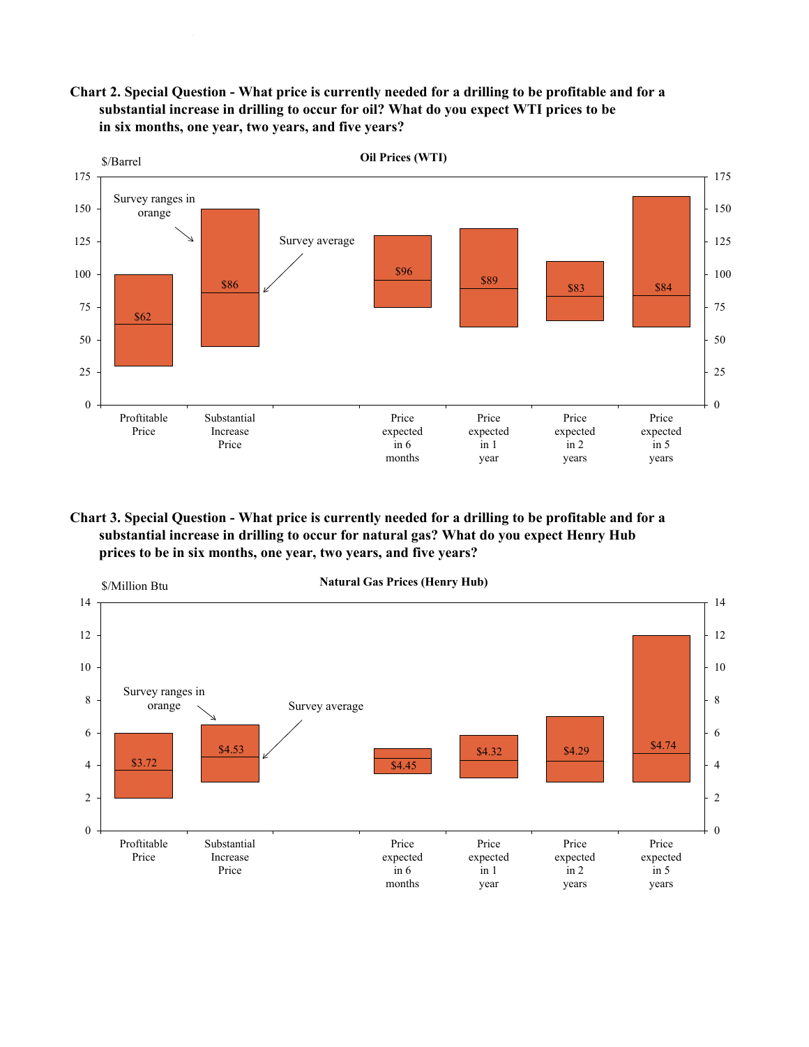**Chart 2. Special Question - What price is currently needed for a drilling to be profitable and for a substantial increase in drilling to occur for oil? What do you expect WTI prices to be in six months, one year, two years, and five years?**

Oil Prices (WTI)

$/Barrel

Survey ranges in orange

Survey average

| | Proftitable Price | Substantial Increase Price | Price expected in 6 months | Price expected in 1 year | Price expected in 2 years | Price expected in 5 years |
|---|---|---|---|---|---|---|
| Survey average | $62 | $86 | $96 | $89 | $83 | $84 |

**Chart 3. Special Question - What price is currently needed for a drilling to be profitable and for a substantial increase in drilling to occur for natural gas? What do you expect Henry Hub prices to be in six months, one year, two years, and five years?**

Natural Gas Prices (Henry Hub)

$/Million Btu

Survey ranges in orange

Survey average

| | Proftitable Price | Substantial Increase Price | Price expected in 6 months | Price expected in 1 year | Price expected in 2 years | Price expected in 5 years |
|---|---|---|---|---|---|---|
| Survey average | $3.72 | $4.53 | $4.45 | $4.32 | $4.29 | $4.74 |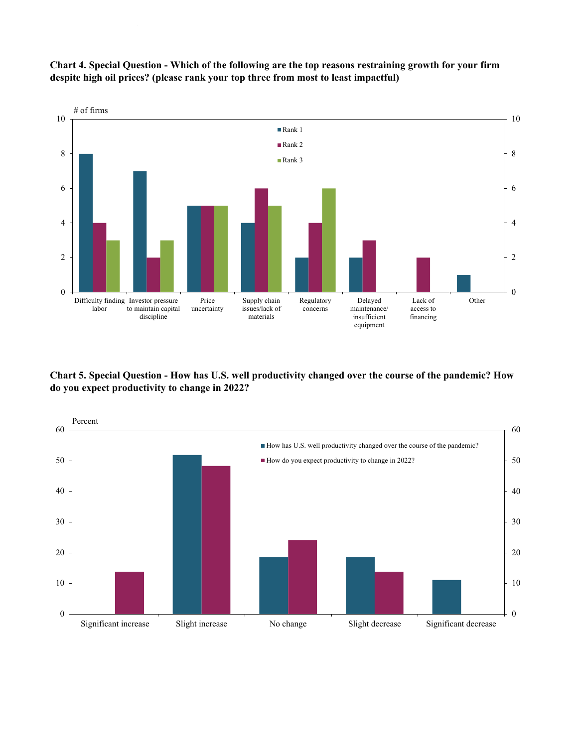**Chart 4. Special Question - Which of the following are the top reasons restraining growth for your firm despite high oil prices? (please rank your top three from most to least impactful)**

# of firms

10
8
6
4
2
0

Rank 1
Rank 2
Rank 3

Difficulty finding labor
Investor pressure to maintain capital discipline
Price uncertainty
Supply chain issues/lack of materials
Regulatory concerns
Delayed maintenance/ insufficient equipment
Lack of access to financing
Other

**Chart 5. Special Question - How has U.S. well productivity changed over the course of the pandemic? How do you expect productivity to change in 2022?**

Percent

60
50
40
30
20
10
0

How has U.S. well productivity changed over the course of the pandemic?
How do you expect productivity to change in 2022?

Significant increase
Slight increase
No change
Slight decrease
Significant decrease